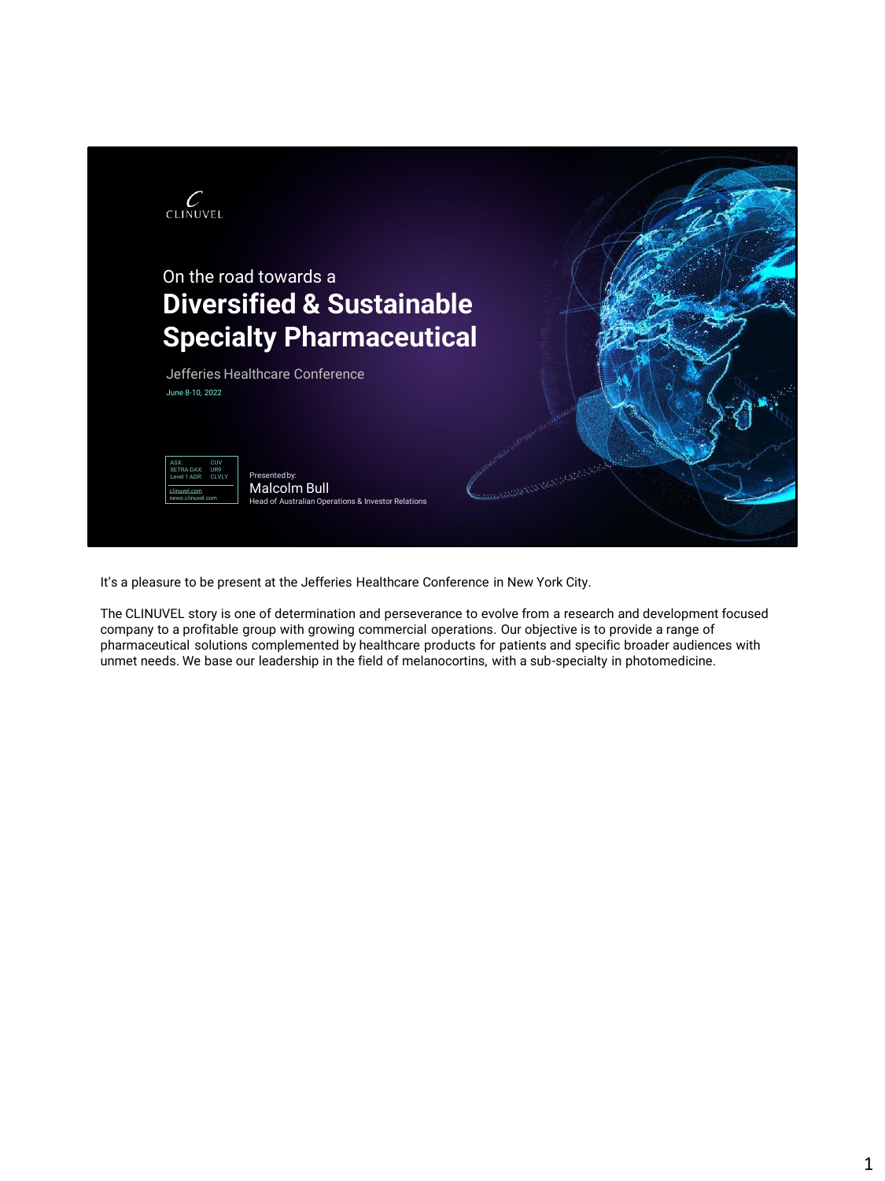CLINUVEL

On the road towards a

# Diversified & Sustainable Specialty Pharmaceutical

Jefferies Healthcare Conference

June 8-10, 2022

ASX: CUV
XETRA-DAX: UR9
Level 1 ADR: CLVLY

clinuvel.com
news.clinuvel.com

Presented by:
Malcolm Bull
Head of Australian Operations & Investor Relations

It's a pleasure to be present at the Jefferies Healthcare Conference in New York City.

The CLINUVEL story is one of determination and perseverance to evolve from a research and development focused company to a profitable group with growing commercial operations. Our objective is to provide a range of pharmaceutical solutions complemented by healthcare products for patients and specific broader audiences with unmet needs. We base our leadership in the field of melanocortins, with a sub-specialty in photomedicine.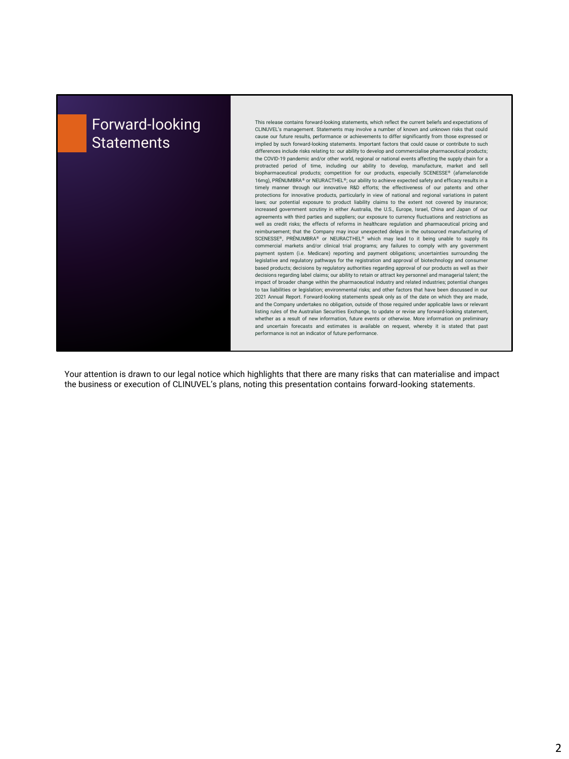# Forward-looking Statements

This release contains forward-looking statements, which reflect the current beliefs and expectations of CLINUVEL's management. Statements may involve a number of known and unknown risks that could cause our future results, performance or achievements to differ significantly from those expressed or implied by such forward-looking statements. Important factors that could cause or contribute to such differences include risks relating to: our ability to develop and commercialise pharmaceutical products; the COVID-19 pandemic and/or other world, regional or national events affecting the supply chain for a protracted period of time, including our ability to develop, manufacture, market and sell biopharmaceutical products; competition for our products, especially SCENESSE® (afamelanotide 16mg), PRÉNUMBRA® or NEURACTHEL®; our ability to achieve expected safety and efficacy results in a timely manner through our innovative R&D efforts; the effectiveness of our patents and other protections for innovative products, particularly in view of national and regional variations in patent laws; our potential exposure to product liability claims to the extent not covered by insurance; increased government scrutiny in either Australia, the U.S., Europe, Israel, China and Japan of our agreements with third parties and suppliers; our exposure to currency fluctuations and restrictions as well as credit risks; the effects of reforms in healthcare regulation and pharmaceutical pricing and reimbursement; that the Company may incur unexpected delays in the outsourced manufacturing of SCENESSE®, PRÉNUMBRA® or NEURACTHEL® which may lead to it being unable to supply its commercial markets and/or clinical trial programs; any failures to comply with any government payment system (i.e. Medicare) reporting and payment obligations; uncertainties surrounding the legislative and regulatory pathways for the registration and approval of biotechnology and consumer based products; decisions by regulatory authorities regarding approval of our products as well as their decisions regarding label claims; our ability to retain or attract key personnel and managerial talent; the impact of broader change within the pharmaceutical industry and related industries; potential changes to tax liabilities or legislation; environmental risks; and other factors that have been discussed in our 2021 Annual Report. Forward-looking statements speak only as of the date on which they are made, and the Company undertakes no obligation, outside of those required under applicable laws or relevant listing rules of the Australian Securities Exchange, to update or revise any forward-looking statement, whether as a result of new information, future events or otherwise. More information on preliminary and uncertain forecasts and estimates is available on request, whereby it is stated that past performance is not an indicator of future performance.

Your attention is drawn to our legal notice which highlights that there are many risks that can materialise and impact the business or execution of CLINUVEL's plans, noting this presentation contains forward-looking statements.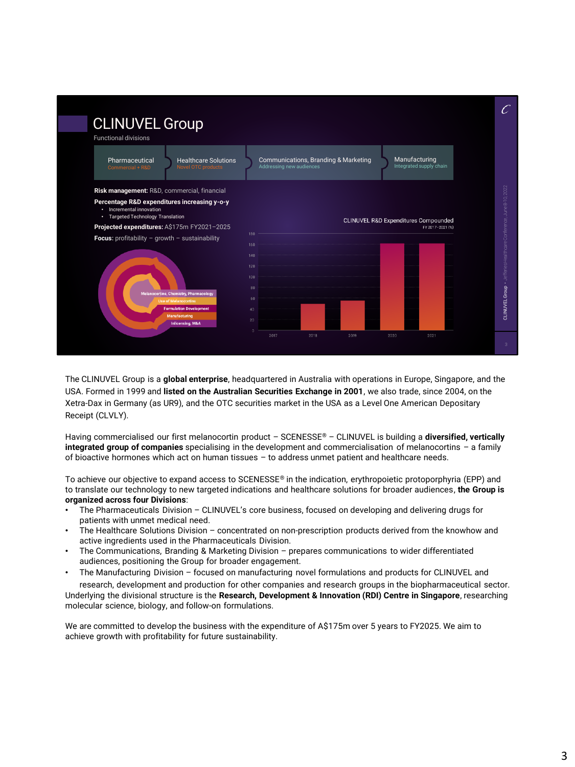# CLINUVEL Group

Functional divisions

| Pharmaceutical | Healthcare Solutions | Communications, Branding & Marketing | Manufacturing |
|---|---|---|---|
| Commercial + R&D | Novel OTC products | Addressing new audiences | Integrated supply chain |

**Risk management:** R&D, commercial, financial

**Percentage R&D expenditures increasing y-o-y**

- Incremental innovation
- Targeted Technology Translation

**Projected expenditures:** A$175m FY2021–2025

**Focus:** profitability – growth – sustainability

- Melanocortins, Chemistry, Pharmacology
- Use of Melanocortins
- Formulation Development
- Manufacturing
- Inlicensing, M&A

**CLINUVEL R&D Expenditures Compounded**
FY 2017–2021 (%)

The CLINUVEL Group is a **global enterprise**, headquartered in Australia with operations in Europe, Singapore, and the USA. Formed in 1999 and **listed on the Australian Securities Exchange in 2001**, we also trade, since 2004, on the Xetra-Dax in Germany (as UR9), and the OTC securities market in the USA as a Level One American Depositary Receipt (CLVLY).

Having commercialised our first melanocortin product – SCENESSE® – CLINUVEL is building a **diversified, vertically integrated group of companies** specialising in the development and commercialisation of melanocortins – a family of bioactive hormones which act on human tissues – to address unmet patient and healthcare needs.

To achieve our objective to expand access to SCENESSE® in the indication, erythropoietic protoporphyria (EPP) and to translate our technology to new targeted indications and healthcare solutions for broader audiences, **the Group is organized across four Divisions**:

- The Pharmaceuticals Division – CLINUVEL's core business, focused on developing and delivering drugs for patients with unmet medical need.
- The Healthcare Solutions Division – concentrated on non-prescription products derived from the knowhow and active ingredients used in the Pharmaceuticals Division.
- The Communications, Branding & Marketing Division – prepares communications to wider differentiated audiences, positioning the Group for broader engagement.
- The Manufacturing Division – focused on manufacturing novel formulations and products for CLINUVEL and research, development and production for other companies and research groups in the biopharmaceutical sector.

Underlying the divisional structure is the **Research, Development & Innovation (RDI) Centre in Singapore**, researching molecular science, biology, and follow-on formulations.

We are committed to develop the business with the expenditure of A$175m over 5 years to FY2025. We aim to achieve growth with profitability for future sustainability.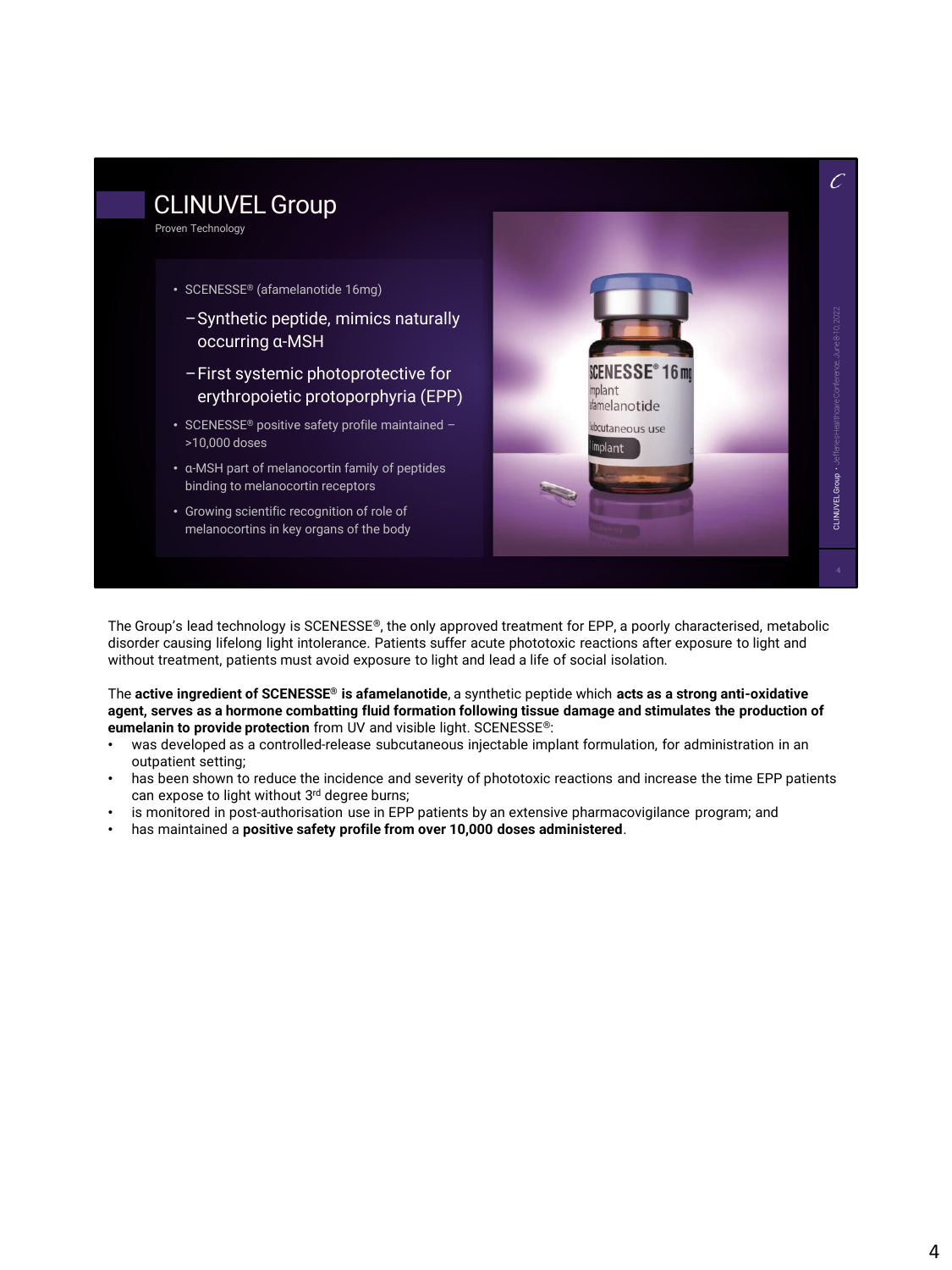## CLINUVEL Group

Proven Technology

- SCENESSE® (afamelanotide 16mg)
  - Synthetic peptide, mimics naturally occurring α-MSH
  - First systemic photoprotective for erythropoietic protoporphyria (EPP)
- SCENESSE® positive safety profile maintained – >10,000 doses
- α-MSH part of melanocortin family of peptides binding to melanocortin receptors
- Growing scientific recognition of role of melanocortins in key organs of the body

The Group's lead technology is SCENESSE®, the only approved treatment for EPP, a poorly characterised, metabolic disorder causing lifelong light intolerance. Patients suffer acute phototoxic reactions after exposure to light and without treatment, patients must avoid exposure to light and lead a life of social isolation.

The **active ingredient of SCENESSE® is afamelanotide**, a synthetic peptide which **acts as a strong anti-oxidative agent, serves as a hormone combatting fluid formation following tissue damage and stimulates the production of eumelanin to provide protection** from UV and visible light. SCENESSE®:

- was developed as a controlled-release subcutaneous injectable implant formulation, for administration in an outpatient setting;
- has been shown to reduce the incidence and severity of phototoxic reactions and increase the time EPP patients can expose to light without 3rd degree burns;
- is monitored in post-authorisation use in EPP patients by an extensive pharmacovigilance program; and
- has maintained a **positive safety profile from over 10,000 doses administered**.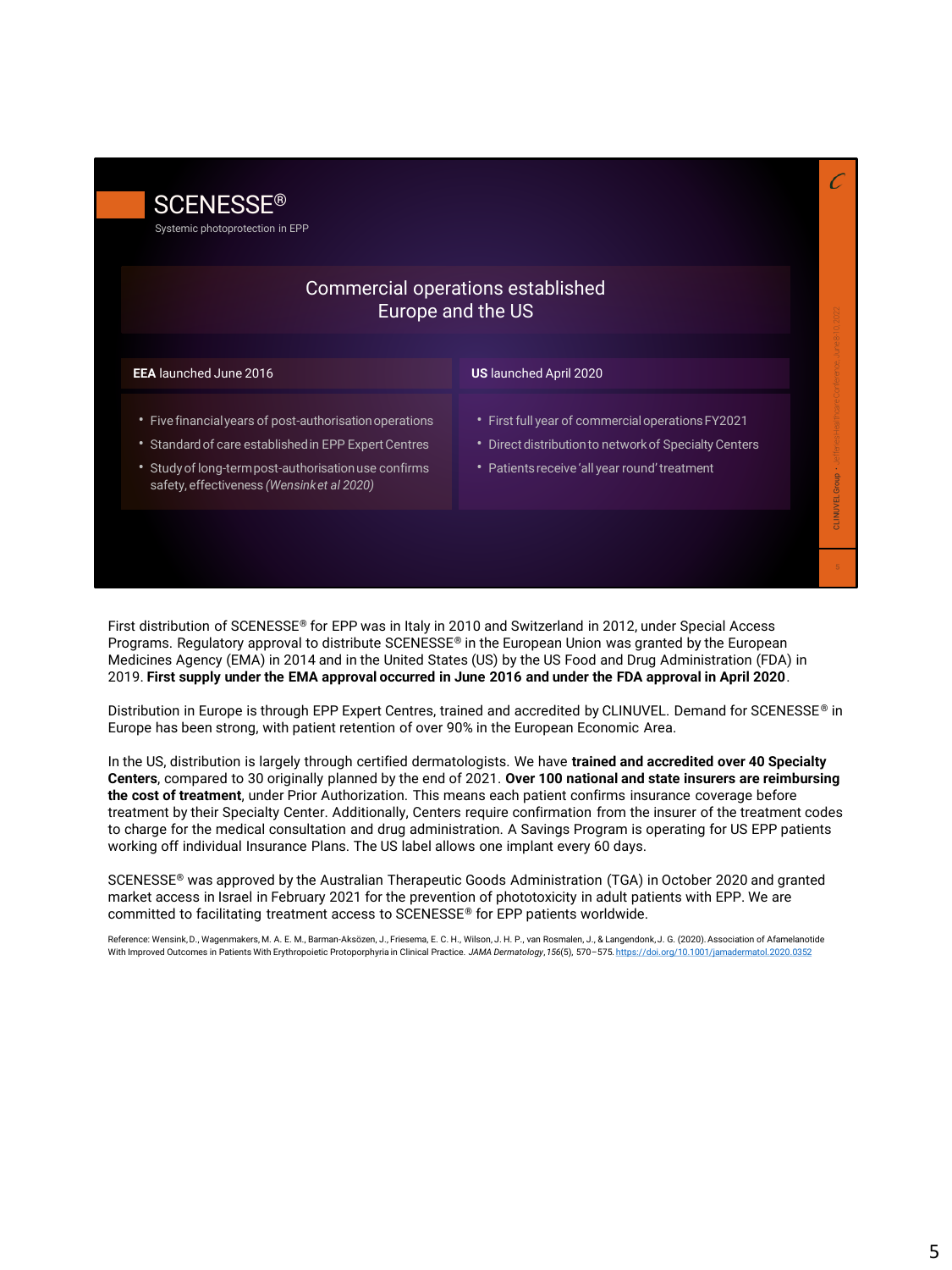## SCENESSE®

Systemic photoprotection in EPP

### Commercial operations established Europe and the US

| **EEA** launched June 2016 | **US** launched April 2020 |
| --- | --- |
| • Five financial years of post-authorisation operations<br>• Standard of care established in EPP Expert Centres<br>• Study of long-term post-authorisation use confirms safety, effectiveness *(Wensink et al 2020)* | • First full year of commercial operations FY2021<br>• Direct distribution to network of Specialty Centers<br>• Patients receive 'all year round' treatment |

First distribution of SCENESSE® for EPP was in Italy in 2010 and Switzerland in 2012, under Special Access Programs. Regulatory approval to distribute SCENESSE® in the European Union was granted by the European Medicines Agency (EMA) in 2014 and in the United States (US) by the US Food and Drug Administration (FDA) in 2019. **First supply under the EMA approval occurred in June 2016 and under the FDA approval in April 2020**.

Distribution in Europe is through EPP Expert Centres, trained and accredited by CLINUVEL. Demand for SCENESSE® in Europe has been strong, with patient retention of over 90% in the European Economic Area.

In the US, distribution is largely through certified dermatologists. We have **trained and accredited over 40 Specialty Centers**, compared to 30 originally planned by the end of 2021. **Over 100 national and state insurers are reimbursing the cost of treatment**, under Prior Authorization. This means each patient confirms insurance coverage before treatment by their Specialty Center. Additionally, Centers require confirmation from the insurer of the treatment codes to charge for the medical consultation and drug administration. A Savings Program is operating for US EPP patients working off individual Insurance Plans. The US label allows one implant every 60 days.

SCENESSE® was approved by the Australian Therapeutic Goods Administration (TGA) in October 2020 and granted market access in Israel in February 2021 for the prevention of phototoxicity in adult patients with EPP. We are committed to facilitating treatment access to SCENESSE® for EPP patients worldwide.

Reference: Wensink, D., Wagenmakers, M. A. E. M., Barman-Aksözen, J., Friesema, E. C. H., Wilson, J. H. P., van Rosmalen, J., & Langendonk, J. G. (2020). Association of Afamelanotide With Improved Outcomes in Patients With Erythropoietic Protoporphyria in Clinical Practice. *JAMA Dermatology*, *156*(5), 570–575. https://doi.org/10.1001/jamadermatol.2020.0352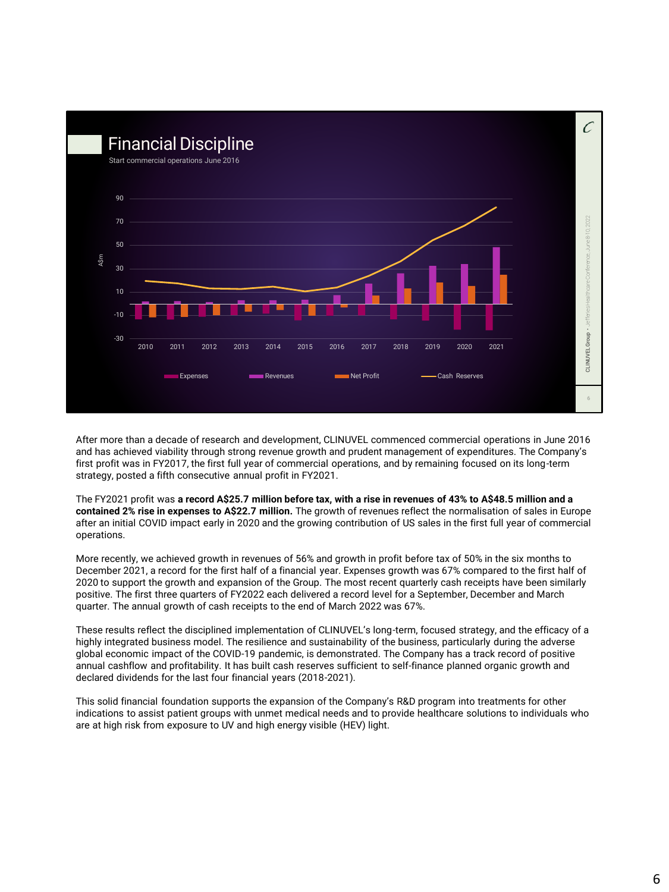## Financial Discipline

Start commercial operations June 2016

A$m

90
70
50
30
10
-10
-30

2010 2011 2012 2013 2014 2015 2016 2017 2018 2019 2020 2021

Expenses  Revenues  Net Profit  Cash Reserves

CLINUVEL Group • Jefferies Healthcare Conference, June 8-10, 2022

After more than a decade of research and development, CLINUVEL commenced commercial operations in June 2016 and has achieved viability through strong revenue growth and prudent management of expenditures. The Company's first profit was in FY2017, the first full year of commercial operations, and by remaining focused on its long-term strategy, posted a fifth consecutive annual profit in FY2021.

The FY2021 profit was **a record A$25.7 million before tax, with a rise in revenues of 43% to A$48.5 million and a contained 2% rise in expenses to A$22.7 million.** The growth of revenues reflect the normalisation of sales in Europe after an initial COVID impact early in 2020 and the growing contribution of US sales in the first full year of commercial operations.

More recently, we achieved growth in revenues of 56% and growth in profit before tax of 50% in the six months to December 2021, a record for the first half of a financial year. Expenses growth was 67% compared to the first half of 2020 to support the growth and expansion of the Group. The most recent quarterly cash receipts have been similarly positive. The first three quarters of FY2022 each delivered a record level for a September, December and March quarter. The annual growth of cash receipts to the end of March 2022 was 67%.

These results reflect the disciplined implementation of CLINUVEL's long-term, focused strategy, and the efficacy of a highly integrated business model. The resilience and sustainability of the business, particularly during the adverse global economic impact of the COVID-19 pandemic, is demonstrated. The Company has a track record of positive annual cashflow and profitability. It has built cash reserves sufficient to self-finance planned organic growth and declared dividends for the last four financial years (2018-2021).

This solid financial foundation supports the expansion of the Company's R&D program into treatments for other indications to assist patient groups with unmet medical needs and to provide healthcare solutions to individuals who are at high risk from exposure to UV and high energy visible (HEV) light.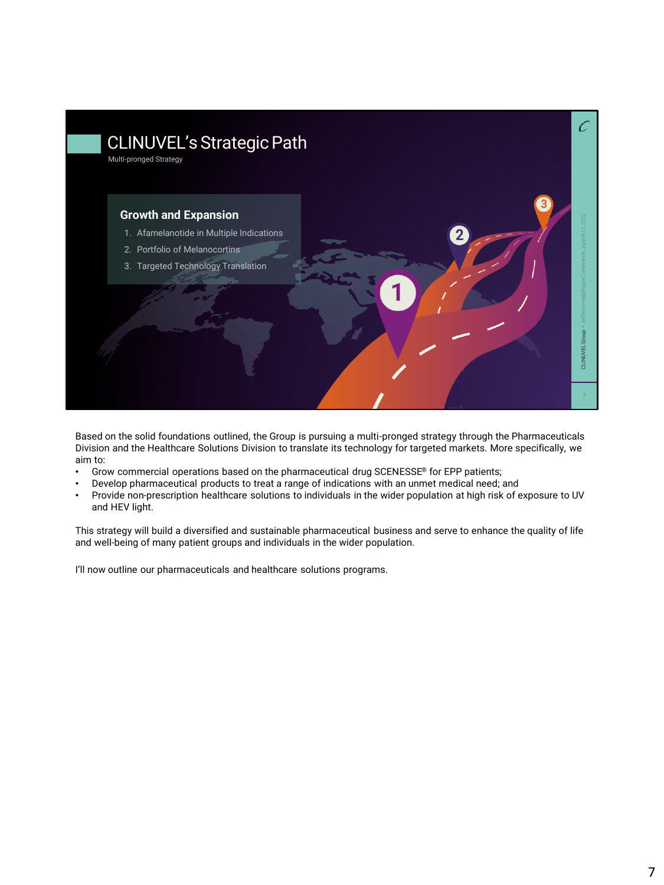# CLINUVEL's Strategic Path

Multi-pronged Strategy

**Growth and Expansion**

1. Afamelanotide in Multiple Indications
2. Portfolio of Melanocortins
3. Targeted Technology Translation

Based on the solid foundations outlined, the Group is pursuing a multi-pronged strategy through the Pharmaceuticals Division and the Healthcare Solutions Division to translate its technology for targeted markets. More specifically, we aim to:

- Grow commercial operations based on the pharmaceutical drug SCENESSE® for EPP patients;
- Develop pharmaceutical products to treat a range of indications with an unmet medical need; and
- Provide non-prescription healthcare solutions to individuals in the wider population at high risk of exposure to UV and HEV light.

This strategy will build a diversified and sustainable pharmaceutical business and serve to enhance the quality of life and well-being of many patient groups and individuals in the wider population.

I'll now outline our pharmaceuticals and healthcare solutions programs.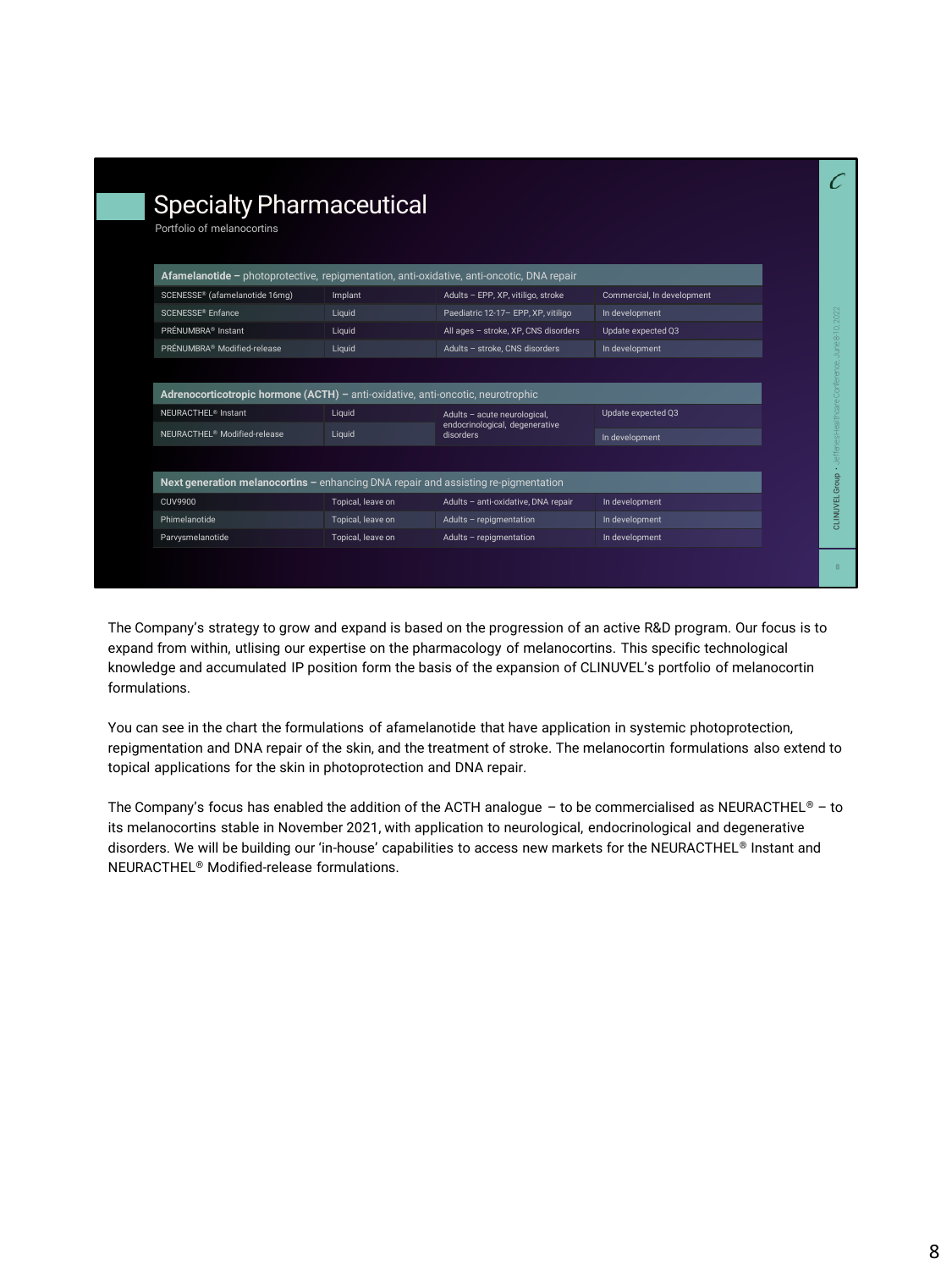## Specialty Pharmaceutical

Portfolio of melanocortins

| **Afamelanotide –** photoprotective, repigmentation, anti-oxidative, anti-oncotic, DNA repair | | | |
|---|---|---|---|
| SCENESSE® (afamelanotide 16mg) | Implant | Adults – EPP, XP, vitiligo, stroke | Commercial, In development |
| SCENESSE® Enfance | Liquid | Paediatric 12-17– EPP, XP, vitiligo | In development |
| PRÉNUMBRA® Instant | Liquid | All ages – stroke, XP, CNS disorders | Update expected Q3 |
| PRÉNUMBRA® Modified-release | Liquid | Adults – stroke, CNS disorders | In development |

| **Adrenocorticotropic hormone (ACTH) –** anti-oxidative, anti-oncotic, neurotrophic | | | |
|---|---|---|---|
| NEURACTHEL® Instant | Liquid | Adults – acute neurological, endocrinological, degenerative disorders | Update expected Q3 |
| NEURACTHEL® Modified-release | Liquid | | In development |

| **Next generation melanocortins –** enhancing DNA repair and assisting re-pigmentation | | | |
|---|---|---|---|
| CUV9900 | Topical, leave on | Adults – anti-oxidative, DNA repair | In development |
| Phimelanotide | Topical, leave on | Adults – repigmentation | In development |
| Parvysmelanotide | Topical, leave on | Adults – repigmentation | In development |

The Company's strategy to grow and expand is based on the progression of an active R&D program. Our focus is to expand from within, utlising our expertise on the pharmacology of melanocortins. This specific technological knowledge and accumulated IP position form the basis of the expansion of CLINUVEL's portfolio of melanocortin formulations.

You can see in the chart the formulations of afamelanotide that have application in systemic photoprotection, repigmentation and DNA repair of the skin, and the treatment of stroke. The melanocortin formulations also extend to topical applications for the skin in photoprotection and DNA repair.

The Company's focus has enabled the addition of the ACTH analogue – to be commercialised as NEURACTHEL® – to its melanocortins stable in November 2021, with application to neurological, endocrinological and degenerative disorders. We will be building our 'in-house' capabilities to access new markets for the NEURACTHEL® Instant and NEURACTHEL® Modified-release formulations.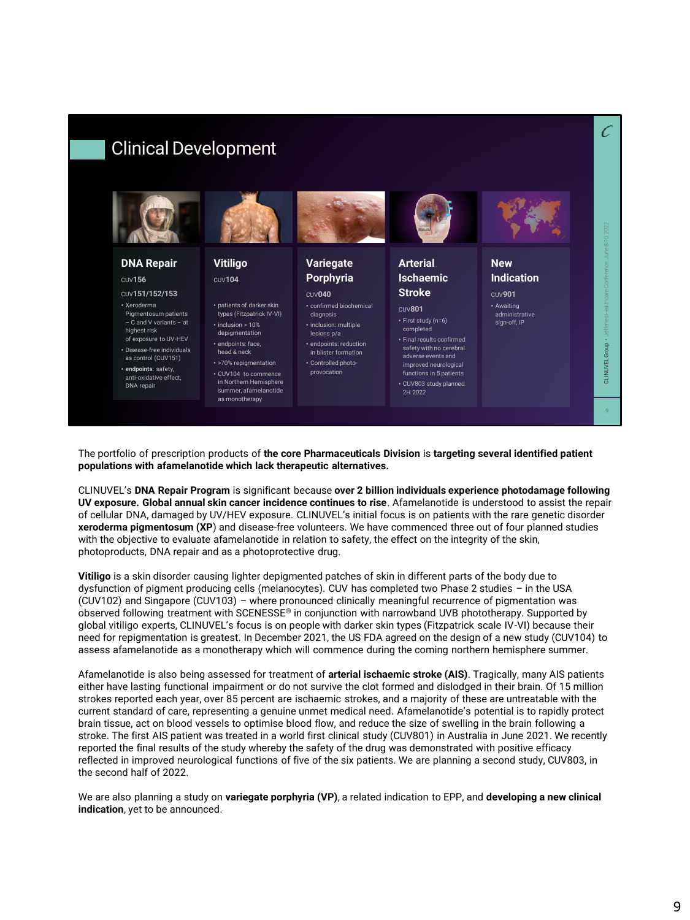## Clinical Development

**DNA Repair**

CUV156

CUV151/152/153

- Xeroderma Pigmentosum patients – C and V variants – at highest risk of exposure to UV-HEV
- Disease-free individuals as control (CUV151)
- **endpoints**: safety, anti-oxidative effect, DNA repair

**Vitiligo**

CUV104

- patients of darker skin types (Fitzpatrick IV-VI)
- inclusion > 10% depigmentation
- endpoints: face, head & neck
- >70% repigmentation
- CUV104 to commence in Northern Hemisphere summer, afamelanotide as monotherapy

**Variegate Porphyria**

CUV040

- confirmed biochemical diagnosis
- inclusion: multiple lesions p/a
- endpoints: reduction in blister formation
- Controlled photo-provocation

**Arterial Ischaemic Stroke**

CUV801

- First study (n=6) completed
- Final results confirmed safety with no cerebral adverse events and improved neurological functions in 5 patients
- CUV803 study planned 2H 2022

**New Indication**

CUV901

- Awaiting administrative sign-off, IP

CLINUVEL Group • Jefferies Healthcare Conference, June 8-10, 2022

The portfolio of prescription products of **the core Pharmaceuticals Division** is **targeting several identified patient populations with afamelanotide which lack therapeutic alternatives.**

CLINUVEL's **DNA Repair Program** is significant because **over 2 billion individuals experience photodamage following UV exposure. Global annual skin cancer incidence continues to rise**. Afamelanotide is understood to assist the repair of cellular DNA, damaged by UV/HEV exposure. CLINUVEL's initial focus is on patients with the rare genetic disorder **xeroderma pigmentosum (XP)** and disease-free volunteers. We have commenced three out of four planned studies with the objective to evaluate afamelanotide in relation to safety, the effect on the integrity of the skin, photoproducts, DNA repair and as a photoprotective drug.

**Vitiligo** is a skin disorder causing lighter depigmented patches of skin in different parts of the body due to dysfunction of pigment producing cells (melanocytes). CUV has completed two Phase 2 studies – in the USA (CUV102) and Singapore (CUV103) – where pronounced clinically meaningful recurrence of pigmentation was observed following treatment with SCENESSE® in conjunction with narrowband UVB phototherapy. Supported by global vitiligo experts, CLINUVEL's focus is on people with darker skin types (Fitzpatrick scale IV-VI) because their need for repigmentation is greatest. In December 2021, the US FDA agreed on the design of a new study (CUV104) to assess afamelanotide as a monotherapy which will commence during the coming northern hemisphere summer.

Afamelanotide is also being assessed for treatment of **arterial ischaemic stroke (AIS)**. Tragically, many AIS patients either have lasting functional impairment or do not survive the clot formed and dislodged in their brain. Of 15 million strokes reported each year, over 85 percent are ischaemic strokes, and a majority of these are untreatable with the current standard of care, representing a genuine unmet medical need. Afamelanotide's potential is to rapidly protect brain tissue, act on blood vessels to optimise blood flow, and reduce the size of swelling in the brain following a stroke. The first AIS patient was treated in a world first clinical study (CUV801) in Australia in June 2021. We recently reported the final results of the study whereby the safety of the drug was demonstrated with positive efficacy reflected in improved neurological functions of five of the six patients. We are planning a second study, CUV803, in the second half of 2022.

We are also planning a study on **variegate porphyria (VP)**, a related indication to EPP, and **developing a new clinical indication**, yet to be announced.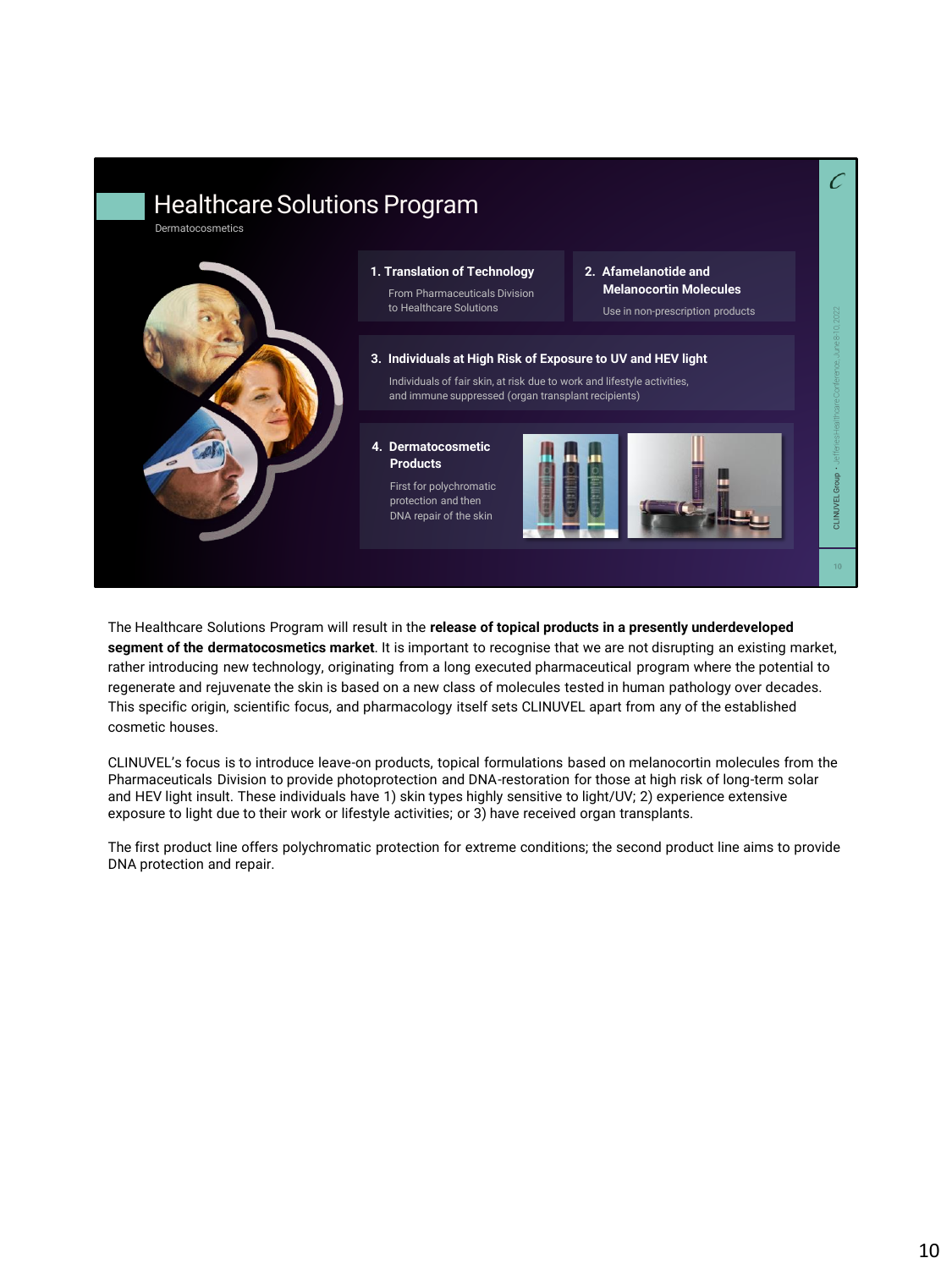# Healthcare Solutions Program

Dermatocosmetics

**1. Translation of Technology**

From Pharmaceuticals Division to Healthcare Solutions

**2. Afamelanotide and Melanocortin Molecules**

Use in non-prescription products

**3. Individuals at High Risk of Exposure to UV and HEV light**

Individuals of fair skin, at risk due to work and lifestyle activities, and immune suppressed (organ transplant recipients)

**4. Dermatocosmetic Products**

First for polychromatic protection and then DNA repair of the skin

CLINUVEL Group • Jefferies Healthcare Conference, June 8-10, 2022

The Healthcare Solutions Program will result in the **release of topical products in a presently underdeveloped segment of the dermatocosmetics market**. It is important to recognise that we are not disrupting an existing market, rather introducing new technology, originating from a long executed pharmaceutical program where the potential to regenerate and rejuvenate the skin is based on a new class of molecules tested in human pathology over decades. This specific origin, scientific focus, and pharmacology itself sets CLINUVEL apart from any of the established cosmetic houses.

CLINUVEL's focus is to introduce leave-on products, topical formulations based on melanocortin molecules from the Pharmaceuticals Division to provide photoprotection and DNA-restoration for those at high risk of long-term solar and HEV light insult. These individuals have 1) skin types highly sensitive to light/UV; 2) experience extensive exposure to light due to their work or lifestyle activities; or 3) have received organ transplants.

The first product line offers polychromatic protection for extreme conditions; the second product line aims to provide DNA protection and repair.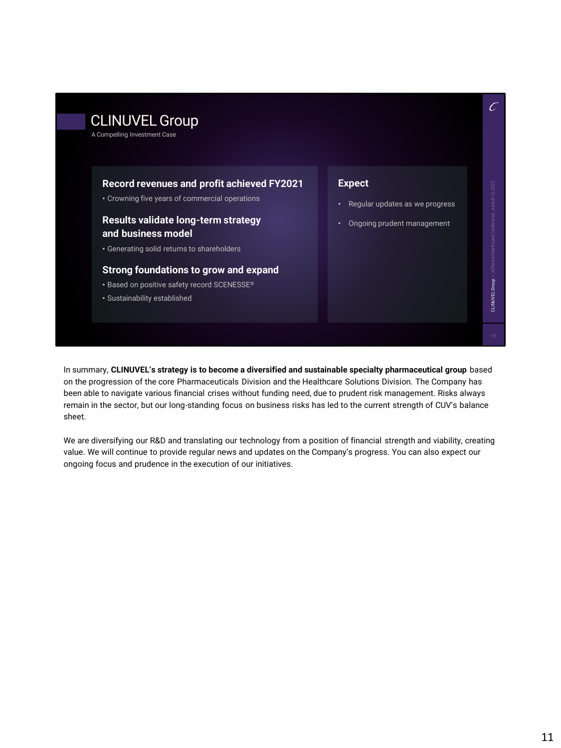## CLINUVEL Group

A Compelling Investment Case

**Record revenues and profit achieved FY2021**

- Crowning five years of commercial operations

**Results validate long-term strategy and business model**

- Generating solid returns to shareholders

**Strong foundations to grow and expand**

- Based on positive safety record SCENESSE®
- Sustainability established

**Expect**

- Regular updates as we progress
- Ongoing prudent management

In summary, **CLINUVEL's strategy is to become a diversified and sustainable specialty pharmaceutical group** based on the progression of the core Pharmaceuticals Division and the Healthcare Solutions Division. The Company has been able to navigate various financial crises without funding need, due to prudent risk management. Risks always remain in the sector, but our long-standing focus on business risks has led to the current strength of CUV's balance sheet.

We are diversifying our R&D and translating our technology from a position of financial strength and viability, creating value. We will continue to provide regular news and updates on the Company's progress. You can also expect our ongoing focus and prudence in the execution of our initiatives.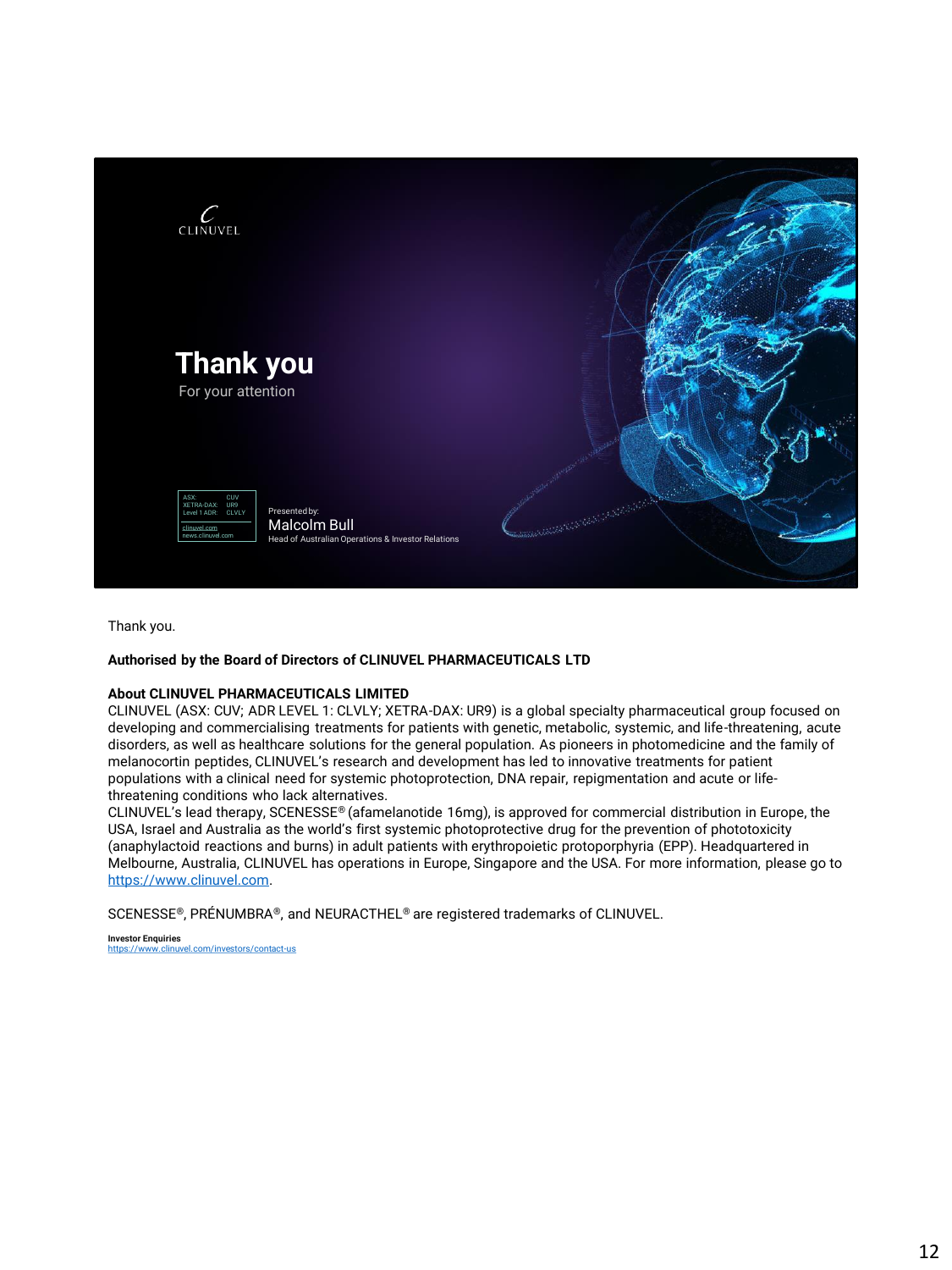CLINUVEL

# Thank you

For your attention

ASX: CUV
XETRA-DAX: UR9
Level 1 ADR: CLVLY

clinuvel.com
news.clinuvel.com

Presented by:
Malcolm Bull
Head of Australian Operations & Investor Relations

Thank you.

**Authorised by the Board of Directors of CLINUVEL PHARMACEUTICALS LTD**

**About CLINUVEL PHARMACEUTICALS LIMITED**

CLINUVEL (ASX: CUV; ADR LEVEL 1: CLVLY; XETRA-DAX: UR9) is a global specialty pharmaceutical group focused on developing and commercialising treatments for patients with genetic, metabolic, systemic, and life-threatening, acute disorders, as well as healthcare solutions for the general population. As pioneers in photomedicine and the family of melanocortin peptides, CLINUVEL's research and development has led to innovative treatments for patient populations with a clinical need for systemic photoprotection, DNA repair, repigmentation and acute or life-threatening conditions who lack alternatives.

CLINUVEL's lead therapy, SCENESSE® (afamelanotide 16mg), is approved for commercial distribution in Europe, the USA, Israel and Australia as the world's first systemic photoprotective drug for the prevention of phototoxicity (anaphylactoid reactions and burns) in adult patients with erythropoietic protoporphyria (EPP). Headquartered in Melbourne, Australia, CLINUVEL has operations in Europe, Singapore and the USA. For more information, please go to https://www.clinuvel.com.

SCENESSE®, PRÉNUMBRA®, and NEURACTHEL® are registered trademarks of CLINUVEL.

**Investor Enquiries**
https://www.clinuvel.com/investors/contact-us